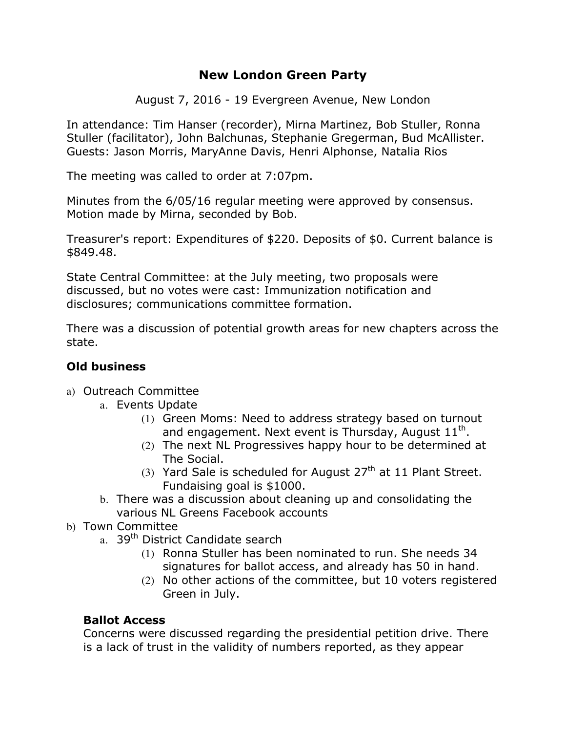# New London Green Party

August 7, 2016 - 19 Evergreen Avenue, New London

In attendance: Tim Hanser (recorder), Mirna Martinez, Bob Stuller, Ronna Stuller (facilitator), John Balchunas, Stephanie Gregerman, Bud McAllister. Guests: Jason Morris, MaryAnne Davis, Henri Alphonse, Natalia Rios

The meeting was called to order at 7:07pm.

Minutes from the 6/05/16 regular meeting were approved by consensus. Motion made by Mirna, seconded by Bob.

Treasurer's report: Expenditures of $220. Deposits of $0. Current balance is $849.48.

State Central Committee: at the July meeting, two proposals were discussed, but no votes were cast: Immunization notification and disclosures; communications committee formation.

There was a discussion of potential growth areas for new chapters across the state.

## Old business

a) Outreach Committee
   a. Events Update
      (1) Green Moms: Need to address strategy based on turnout and engagement. Next event is Thursday, August 11th.
      (2) The next NL Progressives happy hour to be determined at The Social.
      (3) Yard Sale is scheduled for August 27th at 11 Plant Street. Fundaising goal is $1000.
   b. There was a discussion about cleaning up and consolidating the various NL Greens Facebook accounts
b) Town Committee
   a. 39th District Candidate search
      (1) Ronna Stuller has been nominated to run. She needs 34 signatures for ballot access, and already has 50 in hand.
      (2) No other actions of the committee, but 10 voters registered Green in July.

### Ballot Access

Concerns were discussed regarding the presidential petition drive. There is a lack of trust in the validity of numbers reported, as they appear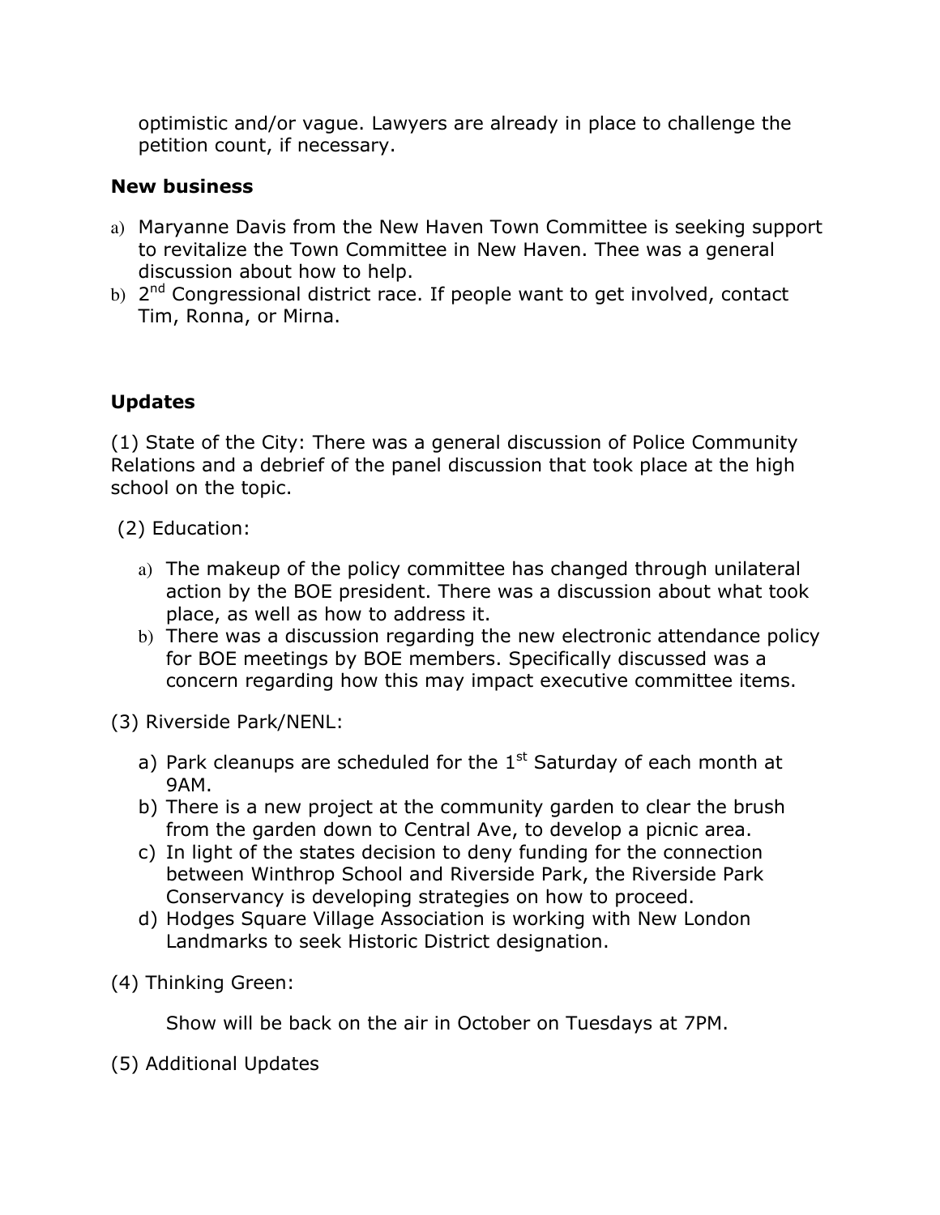optimistic and/or vague. Lawyers are already in place to challenge the petition count, if necessary.

**New business**

a) Maryanne Davis from the New Haven Town Committee is seeking support to revitalize the Town Committee in New Haven. Thee was a general discussion about how to help.
b) 2nd Congressional district race. If people want to get involved, contact Tim, Ronna, or Mirna.

**Updates**

(1) State of the City: There was a general discussion of Police Community Relations and a debrief of the panel discussion that took place at the high school on the topic.

(2) Education:

a) The makeup of the policy committee has changed through unilateral action by the BOE president. There was a discussion about what took place, as well as how to address it.
b) There was a discussion regarding the new electronic attendance policy for BOE meetings by BOE members. Specifically discussed was a concern regarding how this may impact executive committee items.

(3) Riverside Park/NENL:

a) Park cleanups are scheduled for the 1st Saturday of each month at 9AM.
b) There is a new project at the community garden to clear the brush from the garden down to Central Ave, to develop a picnic area.
c) In light of the states decision to deny funding for the connection between Winthrop School and Riverside Park, the Riverside Park Conservancy is developing strategies on how to proceed.
d) Hodges Square Village Association is working with New London Landmarks to seek Historic District designation.

(4) Thinking Green:

Show will be back on the air in October on Tuesdays at 7PM.

(5) Additional Updates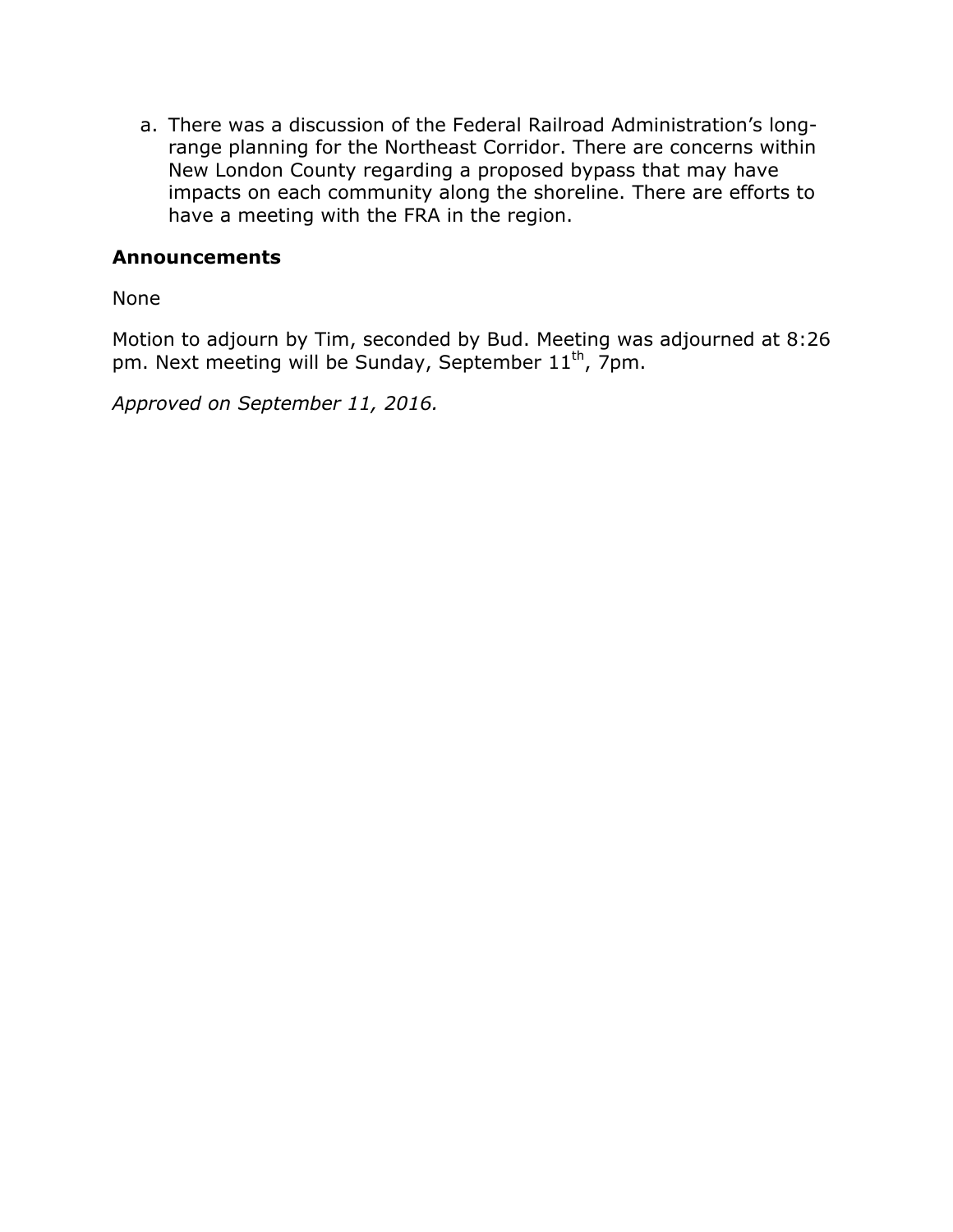a. There was a discussion of the Federal Railroad Administration's long-range planning for the Northeast Corridor. There are concerns within New London County regarding a proposed bypass that may have impacts on each community along the shoreline. There are efforts to have a meeting with the FRA in the region.

**Announcements**

None

Motion to adjourn by Tim, seconded by Bud. Meeting was adjourned at 8:26 pm. Next meeting will be Sunday, September 11th, 7pm.

*Approved on September 11, 2016.*